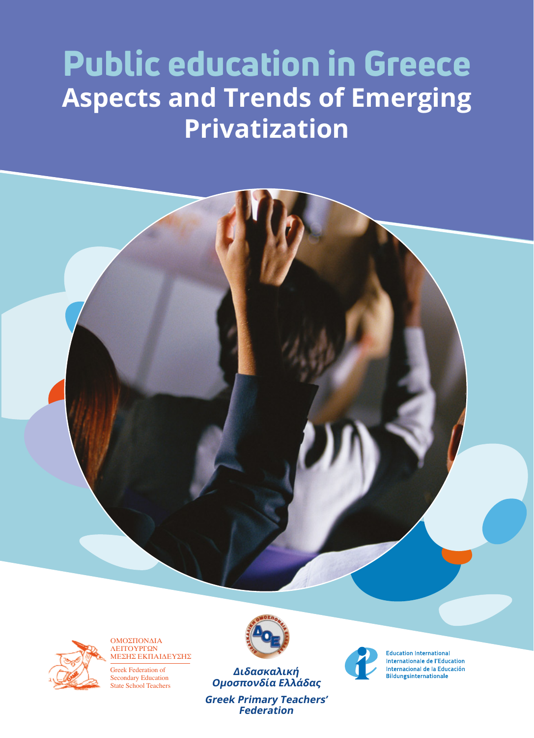# Public education in Greece

## Aspects and Trends of Emerging Privatization

ΟΜΟΣΠΟΝΔΙΑ
ΛΕΙΤΟΥΡΓΩΝ
ΜΕΣΗΣ ΕΚΠΑΙΔΕΥΣΗΣ

Greek Federation of
Secondary Education
State School Teachers

*Διδασκαλική Ομοσπονδία Ελλάδας*

*Greek Primary Teachers' Federation*

Education International
Internationale de l'Education
Internacional de la Educación
Bildungsinternationale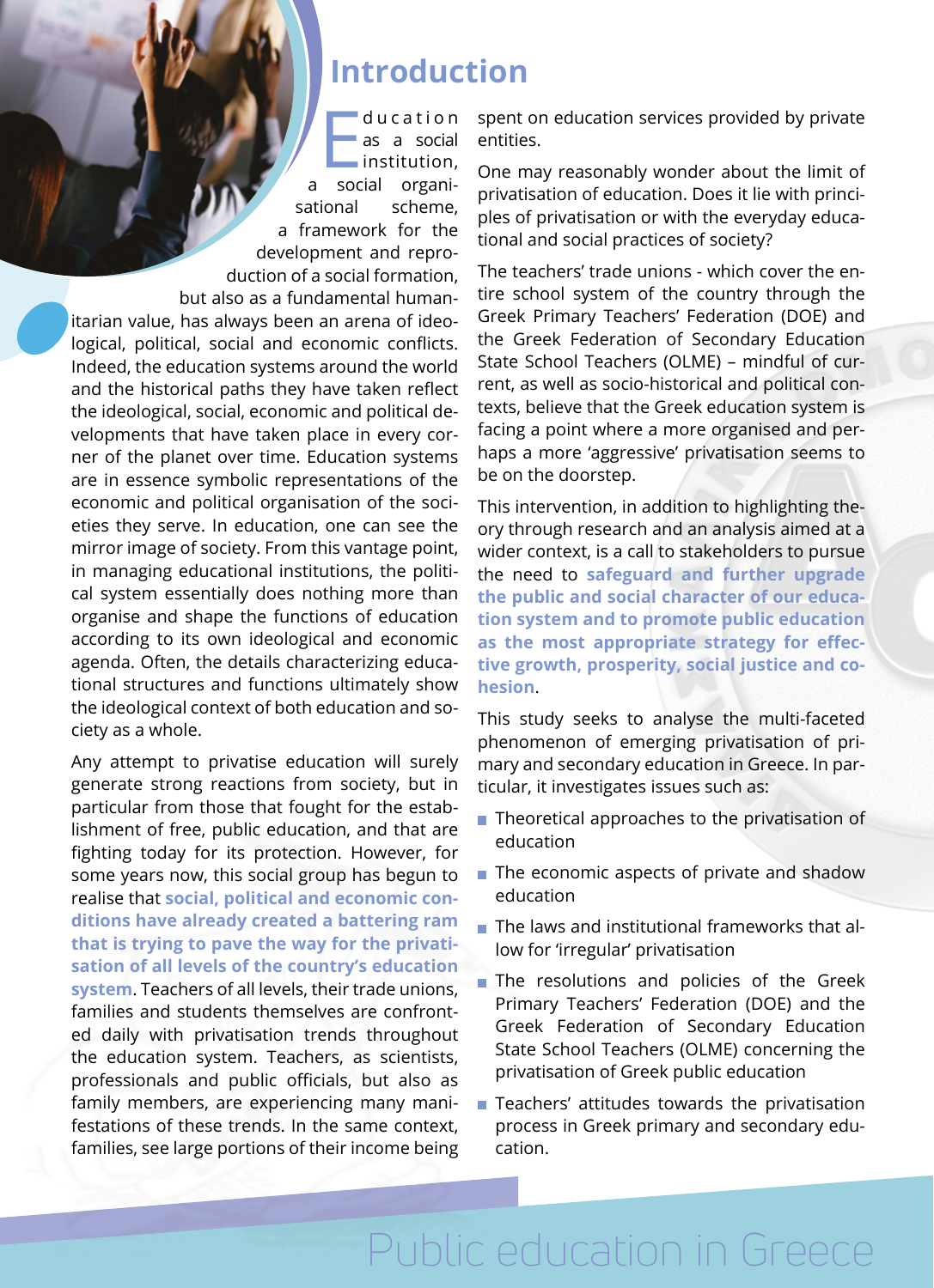# Introduction

Education as a social institution, a social organisational scheme, a framework for the development and reproduction of a social formation, but also as a fundamental humanitarian value, has always been an arena of ideological, political, social and economic conflicts. Indeed, the education systems around the world and the historical paths they have taken reflect the ideological, social, economic and political developments that have taken place in every corner of the planet over time. Education systems are in essence symbolic representations of the economic and political organisation of the societies they serve. In education, one can see the mirror image of society. From this vantage point, in managing educational institutions, the political system essentially does nothing more than organise and shape the functions of education according to its own ideological and economic agenda. Often, the details characterizing educational structures and functions ultimately show the ideological context of both education and society as a whole.

Any attempt to privatise education will surely generate strong reactions from society, but in particular from those that fought for the establishment of free, public education, and that are fighting today for its protection. However, for some years now, this social group has begun to realise that **social, political and economic conditions have already created a battering ram that is trying to pave the way for the privatisation of all levels of the country's education system**. Teachers of all levels, their trade unions, families and students themselves are confronted daily with privatisation trends throughout the education system. Teachers, as scientists, professionals and public officials, but also as family members, are experiencing many manifestations of these trends. In the same context, families, see large portions of their income being spent on education services provided by private entities.

One may reasonably wonder about the limit of privatisation of education. Does it lie with principles of privatisation or with the everyday educational and social practices of society?

The teachers' trade unions - which cover the entire school system of the country through the Greek Primary Teachers' Federation (DOE) and the Greek Federation of Secondary Education State School Teachers (OLME) – mindful of current, as well as socio-historical and political contexts, believe that the Greek education system is facing a point where a more organised and perhaps a more 'aggressive' privatisation seems to be on the doorstep.

This intervention, in addition to highlighting theory through research and an analysis aimed at a wider context, is a call to stakeholders to pursue the need to **safeguard and further upgrade the public and social character of our education system and to promote public education as the most appropriate strategy for effective growth, prosperity, social justice and cohesion**.

This study seeks to analyse the multi-faceted phenomenon of emerging privatisation of primary and secondary education in Greece. In particular, it investigates issues such as:

- Theoretical approaches to the privatisation of education
- The economic aspects of private and shadow education
- The laws and institutional frameworks that allow for 'irregular' privatisation
- The resolutions and policies of the Greek Primary Teachers' Federation (DOE) and the Greek Federation of Secondary Education State School Teachers (OLME) concerning the privatisation of Greek public education
- Teachers' attitudes towards the privatisation process in Greek primary and secondary education.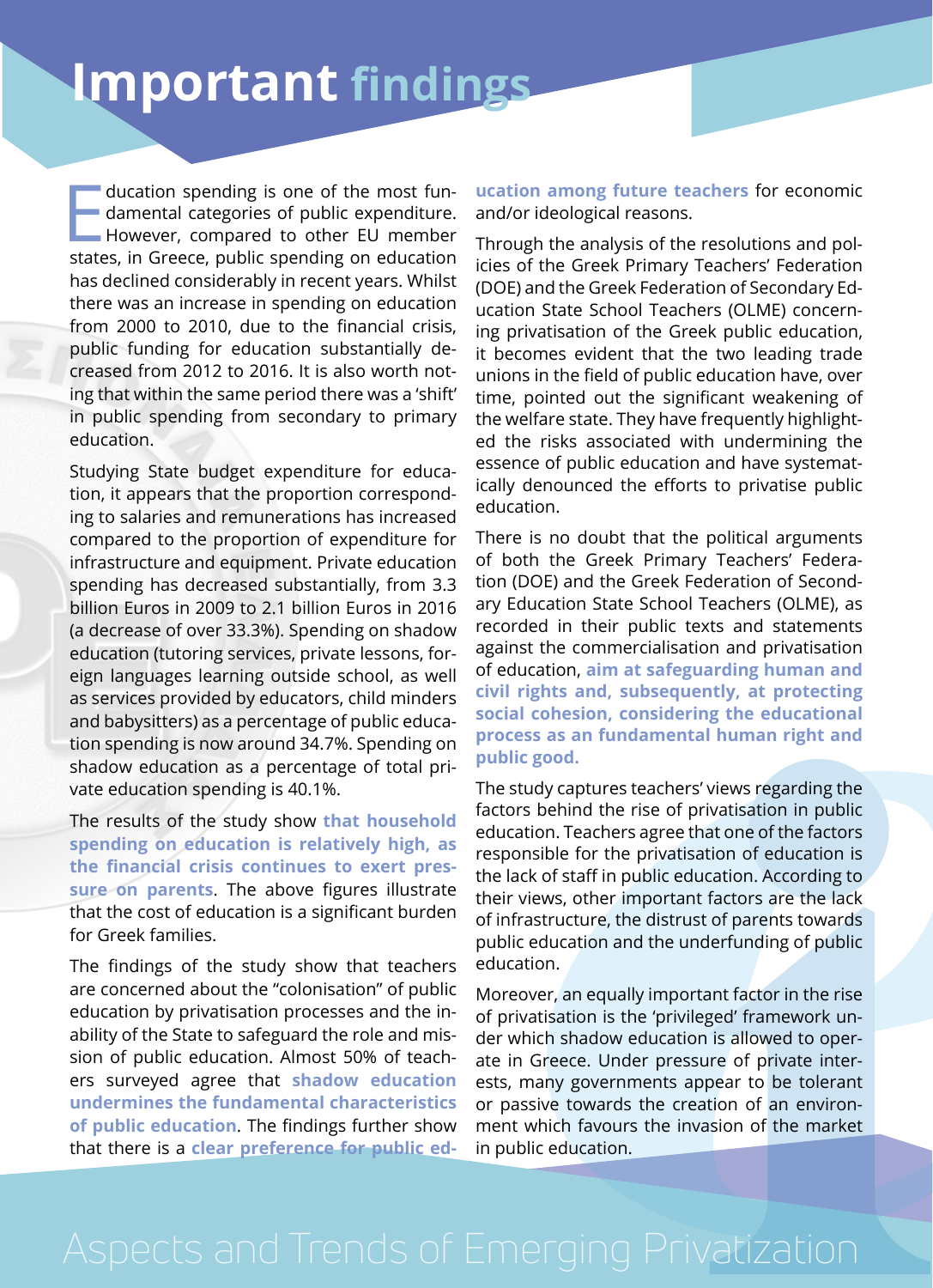# Important findings

Education spending is one of the most fundamental categories of public expenditure. However, compared to other EU member states, in Greece, public spending on education has declined considerably in recent years. Whilst there was an increase in spending on education from 2000 to 2010, due to the financial crisis, public funding for education substantially decreased from 2012 to 2016. It is also worth noting that within the same period there was a 'shift' in public spending from secondary to primary education.

Studying State budget expenditure for education, it appears that the proportion corresponding to salaries and remunerations has increased compared to the proportion of expenditure for infrastructure and equipment. Private education spending has decreased substantially, from 3.3 billion Euros in 2009 to 2.1 billion Euros in 2016 (a decrease of over 33.3%). Spending on shadow education (tutoring services, private lessons, foreign languages learning outside school, as well as services provided by educators, child minders and babysitters) as a percentage of public education spending is now around 34.7%. Spending on shadow education as a percentage of total private education spending is 40.1%.

The results of the study show **that household spending on education is relatively high, as the financial crisis continues to exert pressure on parents**. The above figures illustrate that the cost of education is a significant burden for Greek families.

The findings of the study show that teachers are concerned about the "colonisation" of public education by privatisation processes and the inability of the State to safeguard the role and mission of public education. Almost 50% of teachers surveyed agree that **shadow education undermines the fundamental characteristics of public education**. The findings further show that there is a **clear preference for public education among future teachers** for economic and/or ideological reasons.

Through the analysis of the resolutions and policies of the Greek Primary Teachers' Federation (DOE) and the Greek Federation of Secondary Education State School Teachers (OLME) concerning privatisation of the Greek public education, it becomes evident that the two leading trade unions in the field of public education have, over time, pointed out the significant weakening of the welfare state. They have frequently highlighted the risks associated with undermining the essence of public education and have systematically denounced the efforts to privatise public education.

There is no doubt that the political arguments of both the Greek Primary Teachers' Federation (DOE) and the Greek Federation of Secondary Education State School Teachers (OLME), as recorded in their public texts and statements against the commercialisation and privatisation of education, **aim at safeguarding human and civil rights and, subsequently, at protecting social cohesion, considering the educational process as an fundamental human right and public good.**

The study captures teachers' views regarding the factors behind the rise of privatisation in public education. Teachers agree that one of the factors responsible for the privatisation of education is the lack of staff in public education. According to their views, other important factors are the lack of infrastructure, the distrust of parents towards public education and the underfunding of public education.

Moreover, an equally important factor in the rise of privatisation is the 'privileged' framework under which shadow education is allowed to operate in Greece. Under pressure of private interests, many governments appear to be tolerant or passive towards the creation of an environment which favours the invasion of the market in public education.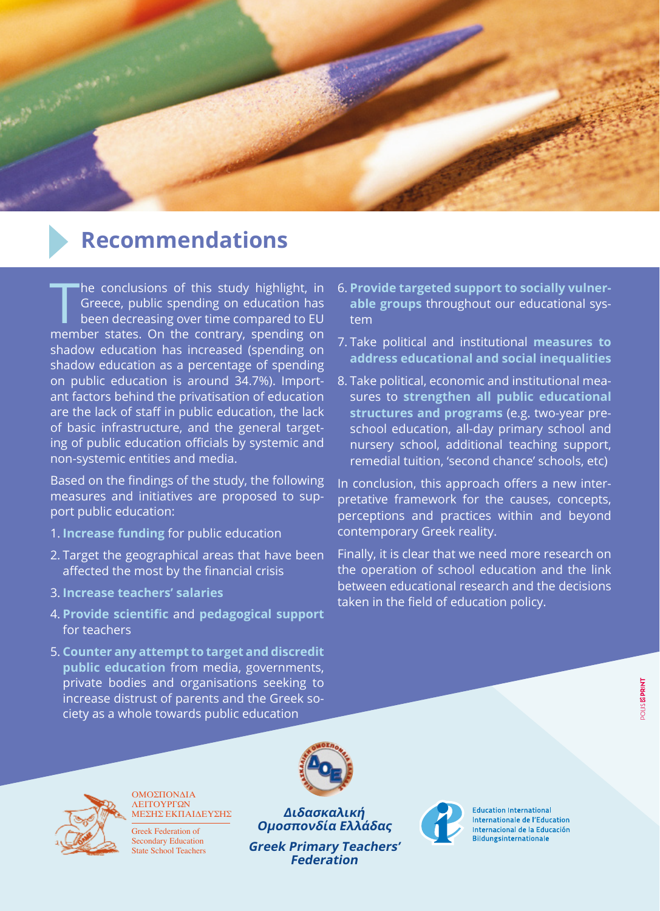# Recommendations

The conclusions of this study highlight, in Greece, public spending on education has been decreasing over time compared to EU member states. On the contrary, spending on shadow education has increased (spending on shadow education as a percentage of spending on public education is around 34.7%). Important factors behind the privatisation of education are the lack of staff in public education, the lack of basic infrastructure, and the general targeting of public education officials by systemic and non-systemic entities and media.

Based on the findings of the study, the following measures and initiatives are proposed to support public education:

1. **Increase funding** for public education
2. Target the geographical areas that have been affected the most by the financial crisis
3. **Increase teachers' salaries**
4. **Provide scientific** and **pedagogical support** for teachers
5. **Counter any attempt to target and discredit public education** from media, governments, private bodies and organisations seeking to increase distrust of parents and the Greek society as a whole towards public education
6. **Provide targeted support to socially vulnerable groups** throughout our educational system
7. Take political and institutional **measures to address educational and social inequalities**
8. Take political, economic and institutional measures to **strengthen all public educational structures and programs** (e.g. two-year preschool education, all-day primary school and nursery school, additional teaching support, remedial tuition, 'second chance' schools, etc)

In conclusion, this approach offers a new interpretative framework for the causes, concepts, perceptions and practices within and beyond contemporary Greek reality.

Finally, it is clear that we need more research on the operation of school education and the link between educational research and the decisions taken in the field of education policy.

ΟΜΟΣΠΟΝΔΙΑ ΛΕΙΤΟΥΡΓΩΝ ΜΕΣΗΣ ΕΚΠΑΙΔΕΥΣΗΣ

Greek Federation of Secondary Education State School Teachers

*Διδασκαλική Ομοσπονδία Ελλάδας*

***Greek Primary Teachers' Federation***

Education International
Internationale de l'Education
Internacional de la Educación
Bildungsinternationale